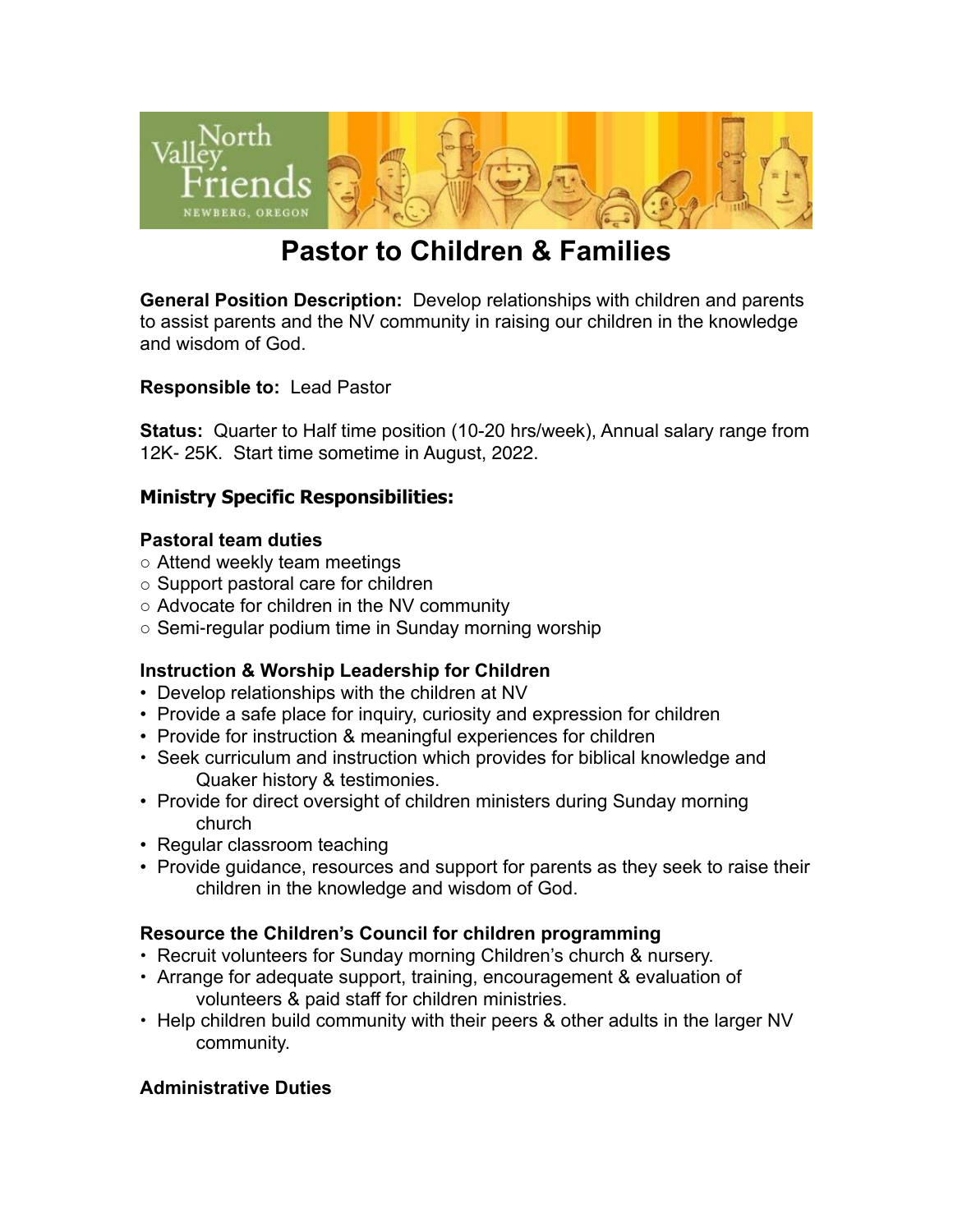# Pastor to Children & Families

**General Position Description:** Develop relationships with children and parents to assist parents and the NV community in raising our children in the knowledge and wisdom of God.

**Responsible to:** Lead Pastor

**Status:** Quarter to Half time position (10-20 hrs/week), Annual salary range from 12K- 25K. Start time sometime in August, 2022.

## Ministry Specific Responsibilities:

### Pastoral team duties

- Attend weekly team meetings
- Support pastoral care for children
- Advocate for children in the NV community
- Semi-regular podium time in Sunday morning worship

### Instruction & Worship Leadership for Children

- Develop relationships with the children at NV
- Provide a safe place for inquiry, curiosity and expression for children
- Provide for instruction & meaningful experiences for children
- Seek curriculum and instruction which provides for biblical knowledge and Quaker history & testimonies.
- Provide for direct oversight of children ministers during Sunday morning church
- Regular classroom teaching
- Provide guidance, resources and support for parents as they seek to raise their children in the knowledge and wisdom of God.

### Resource the Children's Council for children programming

- Recruit volunteers for Sunday morning Children's church & nursery.
- Arrange for adequate support, training, encouragement & evaluation of volunteers & paid staff for children ministries.
- Help children build community with their peers & other adults in the larger NV community.

### Administrative Duties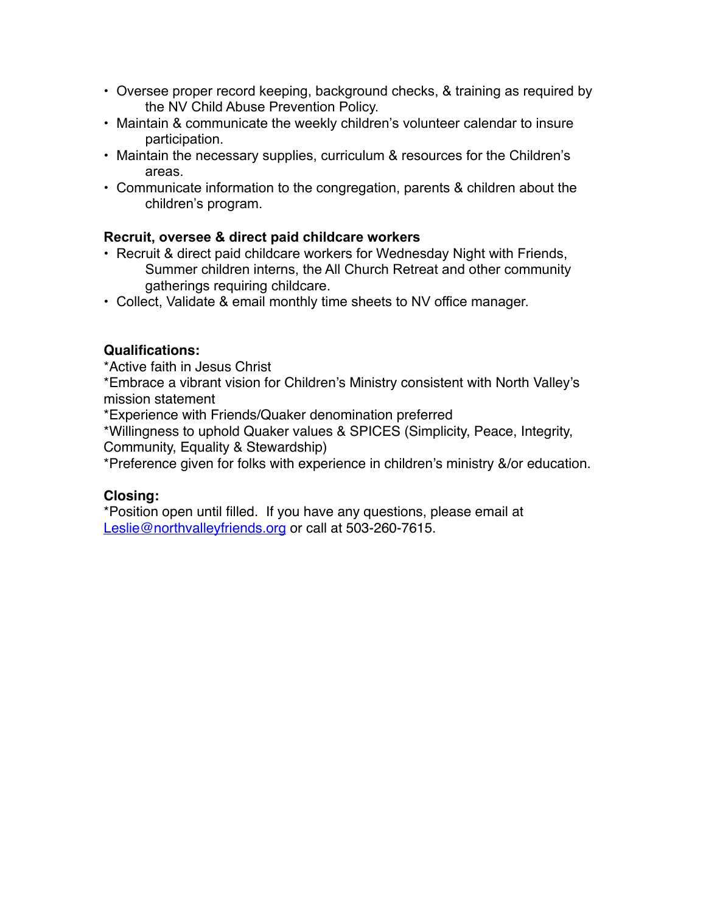- Oversee proper record keeping, background checks, & training as required by the NV Child Abuse Prevention Policy.
- Maintain & communicate the weekly children's volunteer calendar to insure participation.
- Maintain the necessary supplies, curriculum & resources for the Children's areas.
- Communicate information to the congregation, parents & children about the children's program.

**Recruit, oversee & direct paid childcare workers**

- Recruit & direct paid childcare workers for Wednesday Night with Friends, Summer children interns, the All Church Retreat and other community gatherings requiring childcare.
- Collect, Validate & email monthly time sheets to NV office manager.

**Qualifications:**

*Active faith in Jesus Christ

*Embrace a vibrant vision for Children's Ministry consistent with North Valley's mission statement

*Experience with Friends/Quaker denomination preferred

*Willingness to uphold Quaker values & SPICES (Simplicity, Peace, Integrity, Community, Equality & Stewardship)

*Preference given for folks with experience in children's ministry &/or education.

**Closing:**

*Position open until filled. If you have any questions, please email at [Leslie@northvalleyfriends.org](mailto:Leslie@northvalleyfriends.org) or call at 503-260-7615.